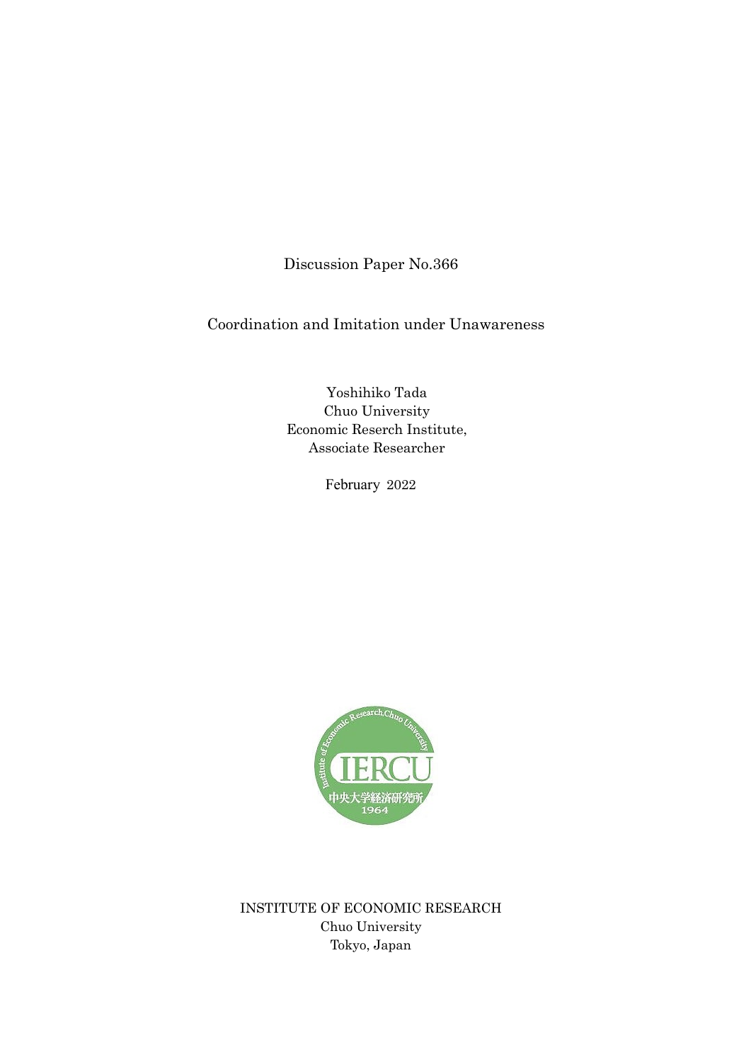Discussion Paper No.366

# Coordination and Imitation under Unawareness

Yoshihiko Tada
Chuo University
Economic Reserch Institute,
Associate Researcher

February 2022

INSTITUTE OF ECONOMIC RESEARCH
Chuo University
Tokyo, Japan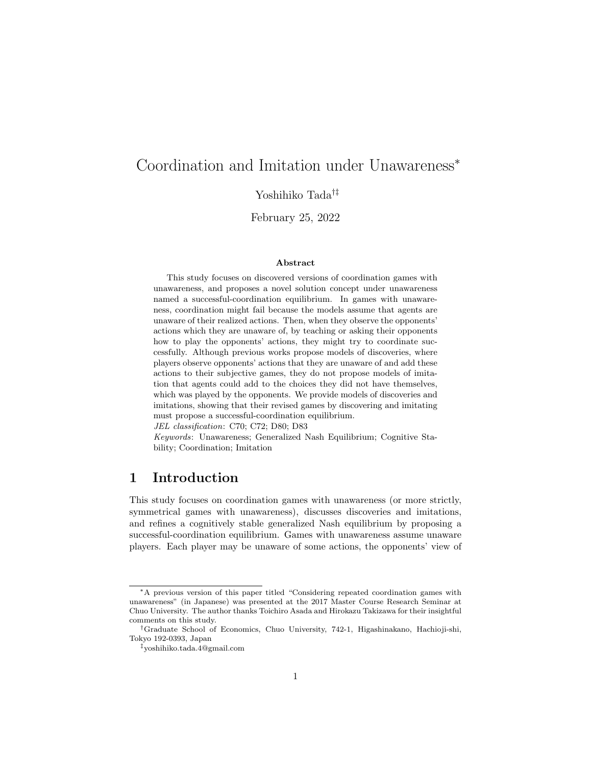# Coordination and Imitation under Unawareness*

Yoshihiko Tada[†‡]

February 25, 2022

### Abstract

This study focuses on discovered versions of coordination games with unawareness, and proposes a novel solution concept under unawareness named a successful-coordination equilibrium. In games with unawareness, coordination might fail because the models assume that agents are unaware of their realized actions. Then, when they observe the opponents' actions which they are unaware of, by teaching or asking their opponents how to play the opponents' actions, they might try to coordinate successfully. Although previous works propose models of discoveries, where players observe opponents' actions that they are unaware of and add these actions to their subjective games, they do not propose models of imitation that agents could add to the choices they did not have themselves, which was played by the opponents. We provide models of discoveries and imitations, showing that their revised games by discovering and imitating must propose a successful-coordination equilibrium.

*JEL classification*: C70; C72; D80; D83

*Keywords*: Unawareness; Generalized Nash Equilibrium; Cognitive Stability; Coordination; Imitation

## 1 Introduction

This study focuses on coordination games with unawareness (or more strictly, symmetrical games with unawareness), discusses discoveries and imitations, and refines a cognitively stable generalized Nash equilibrium by proposing a successful-coordination equilibrium. Games with unawareness assume unaware players. Each player may be unaware of some actions, the opponents' view of

---

*A previous version of this paper titled "Considering repeated coordination games with unawareness" (in Japanese) was presented at the 2017 Master Course Research Seminar at Chuo University. The author thanks Toichiro Asada and Hirokazu Takizawa for their insightful comments on this study.

†Graduate School of Economics, Chuo University, 742-1, Higashinakano, Hachioji-shi, Tokyo 192-0393, Japan

‡yoshihiko.tada.4@gmail.com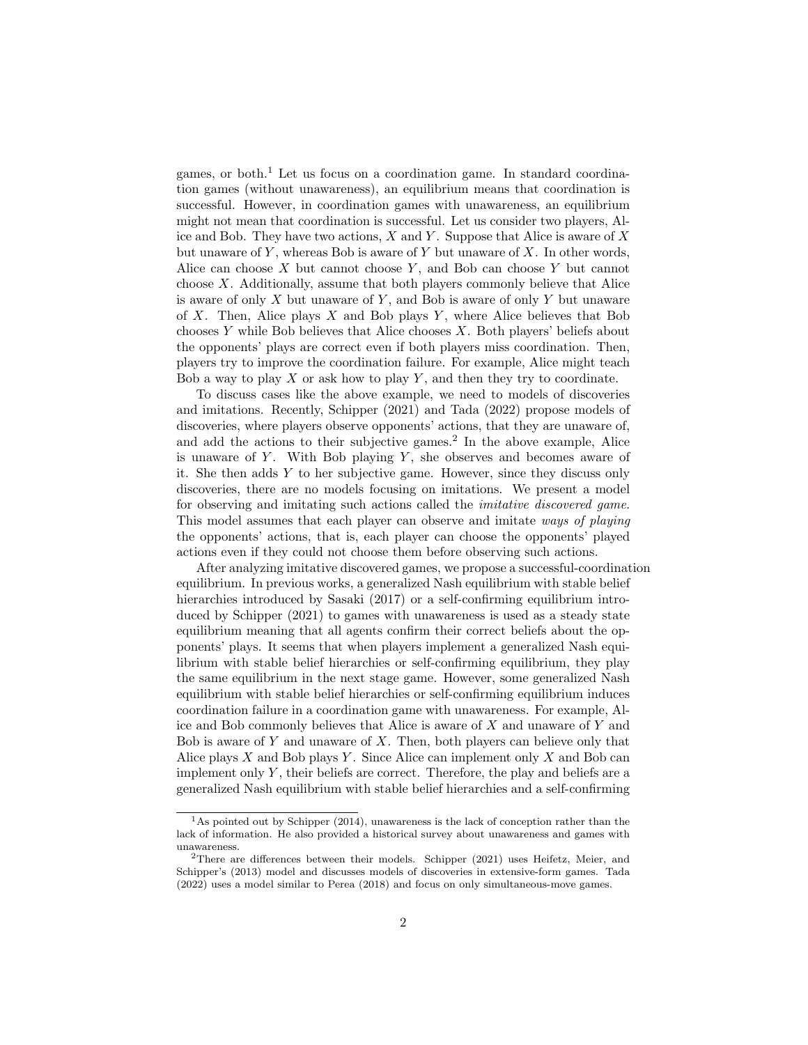games, or both.[1] Let us focus on a coordination game. In standard coordination games (without unawareness), an equilibrium means that coordination is successful. However, in coordination games with unawareness, an equilibrium might not mean that coordination is successful. Let us consider two players, Alice and Bob. They have two actions, $X$ and $Y$. Suppose that Alice is aware of $X$ but unaware of $Y$, whereas Bob is aware of $Y$ but unaware of $X$. In other words, Alice can choose $X$ but cannot choose $Y$, and Bob can choose $Y$ but cannot choose $X$. Additionally, assume that both players commonly believe that Alice is aware of only $X$ but unaware of $Y$, and Bob is aware of only $Y$ but unaware of $X$. Then, Alice plays $X$ and Bob plays $Y$, where Alice believes that Bob chooses $Y$ while Bob believes that Alice chooses $X$. Both players' beliefs about the opponents' plays are correct even if both players miss coordination. Then, players try to improve the coordination failure. For example, Alice might teach Bob a way to play $X$ or ask how to play $Y$, and then they try to coordinate.

To discuss cases like the above example, we need to models of discoveries and imitations. Recently, Schipper (2021) and Tada (2022) propose models of discoveries, where players observe opponents' actions, that they are unaware of, and add the actions to their subjective games.[2] In the above example, Alice is unaware of $Y$. With Bob playing $Y$, she observes and becomes aware of it. She then adds $Y$ to her subjective game. However, since they discuss only discoveries, there are no models focusing on imitations. We present a model for observing and imitating such actions called the *imitative discovered game*. This model assumes that each player can observe and imitate *ways of playing* the opponents' actions, that is, each player can choose the opponents' played actions even if they could not choose them before observing such actions.

After analyzing imitative discovered games, we propose a successful-coordination equilibrium. In previous works, a generalized Nash equilibrium with stable belief hierarchies introduced by Sasaki (2017) or a self-confirming equilibrium introduced by Schipper (2021) to games with unawareness is used as a steady state equilibrium meaning that all agents confirm their correct beliefs about the opponents' plays. It seems that when players implement a generalized Nash equilibrium with stable belief hierarchies or self-confirming equilibrium, they play the same equilibrium in the next stage game. However, some generalized Nash equilibrium with stable belief hierarchies or self-confirming equilibrium induces coordination failure in a coordination game with unawareness. For example, Alice and Bob commonly believes that Alice is aware of $X$ and unaware of $Y$ and Bob is aware of $Y$ and unaware of $X$. Then, both players can believe only that Alice plays $X$ and Bob plays $Y$. Since Alice can implement only $X$ and Bob can implement only $Y$, their beliefs are correct. Therefore, the play and beliefs are a generalized Nash equilibrium with stable belief hierarchies and a self-confirming

[1] As pointed out by Schipper (2014), unawareness is the lack of conception rather than the lack of information. He also provided a historical survey about unawareness and games with unawareness.

[2] There are differences between their models. Schipper (2021) uses Heifetz, Meier, and Schipper's (2013) model and discusses models of discoveries in extensive-form games. Tada (2022) uses a model similar to Perea (2018) and focus on only simultaneous-move games.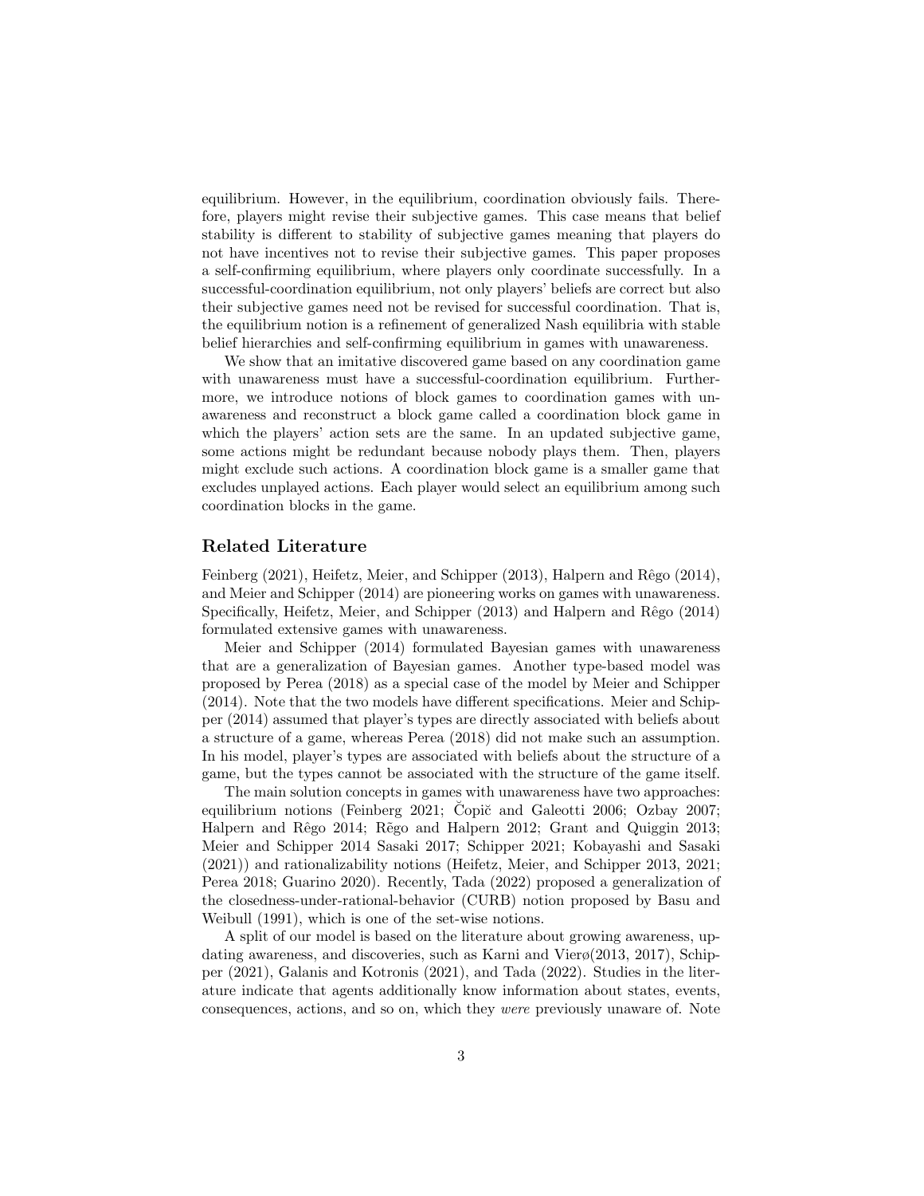equilibrium. However, in the equilibrium, coordination obviously fails. Therefore, players might revise their subjective games. This case means that belief stability is different to stability of subjective games meaning that players do not have incentives not to revise their subjective games. This paper proposes a self-confirming equilibrium, where players only coordinate successfully. In a successful-coordination equilibrium, not only players' beliefs are correct but also their subjective games need not be revised for successful coordination. That is, the equilibrium notion is a refinement of generalized Nash equilibria with stable belief hierarchies and self-confirming equilibrium in games with unawareness.

We show that an imitative discovered game based on any coordination game with unawareness must have a successful-coordination equilibrium. Furthermore, we introduce notions of block games to coordination games with unawareness and reconstruct a block game called a coordination block game in which the players' action sets are the same. In an updated subjective game, some actions might be redundant because nobody plays them. Then, players might exclude such actions. A coordination block game is a smaller game that excludes unplayed actions. Each player would select an equilibrium among such coordination blocks in the game.

## Related Literature

Feinberg (2021), Heifetz, Meier, and Schipper (2013), Halpern and Rêgo (2014), and Meier and Schipper (2014) are pioneering works on games with unawareness. Specifically, Heifetz, Meier, and Schipper (2013) and Halpern and Rêgo (2014) formulated extensive games with unawareness.

Meier and Schipper (2014) formulated Bayesian games with unawareness that are a generalization of Bayesian games. Another type-based model was proposed by Perea (2018) as a special case of the model by Meier and Schipper (2014). Note that the two models have different specifications. Meier and Schipper (2014) assumed that player's types are directly associated with beliefs about a structure of a game, whereas Perea (2018) did not make such an assumption. In his model, player's types are associated with beliefs about the structure of a game, but the types cannot be associated with the structure of the game itself.

The main solution concepts in games with unawareness have two approaches: equilibrium notions (Feinberg 2021; Čopič and Galeotti 2006; Ozbay 2007; Halpern and Rêgo 2014; Rẽgo and Halpern 2012; Grant and Quiggin 2013; Meier and Schipper 2014 Sasaki 2017; Schipper 2021; Kobayashi and Sasaki (2021)) and rationalizability notions (Heifetz, Meier, and Schipper 2013, 2021; Perea 2018; Guarino 2020). Recently, Tada (2022) proposed a generalization of the closedness-under-rational-behavior (CURB) notion proposed by Basu and Weibull (1991), which is one of the set-wise notions.

A split of our model is based on the literature about growing awareness, updating awareness, and discoveries, such as Karni and Vierø(2013, 2017), Schipper (2021), Galanis and Kotronis (2021), and Tada (2022). Studies in the literature indicate that agents additionally know information about states, events, consequences, actions, and so on, which they *were* previously unaware of. Note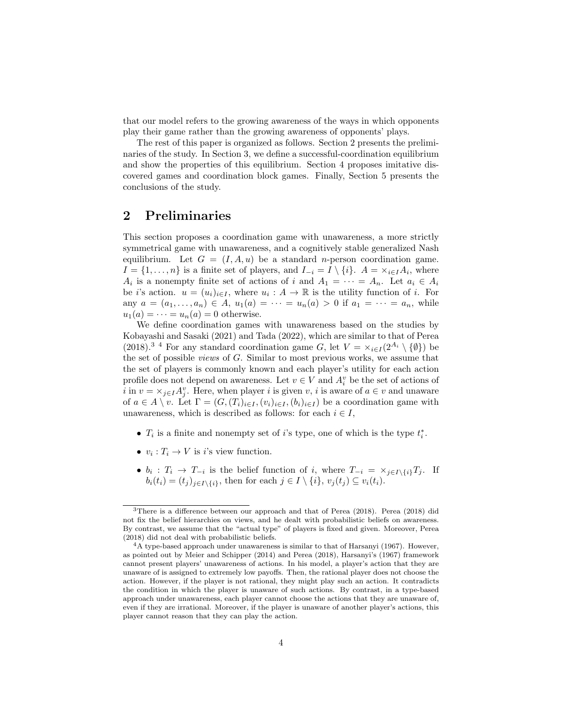that our model refers to the growing awareness of the ways in which opponents play their game rather than the growing awareness of opponents' plays.

The rest of this paper is organized as follows. Section 2 presents the preliminaries of the study. In Section 3, we define a successful-coordination equilibrium and show the properties of this equilibrium. Section 4 proposes imitative discovered games and coordination block games. Finally, Section 5 presents the conclusions of the study.

## 2 Preliminaries

This section proposes a coordination game with unawareness, a more strictly symmetrical game with unawareness, and a cognitively stable generalized Nash equilibrium. Let $G = (I, A, u)$ be a standard $n$-person coordination game. $I = \{1, \dots, n\}$ is a finite set of players, and $I_{-i} = I \setminus \{i\}$. $A = \times_{i \in I} A_i$, where $A_i$ is a nonempty finite set of actions of $i$ and $A_1 = \cdots = A_n$. Let $a_i \in A_i$ be $i$'s action. $u = (u_i)_{i \in I}$, where $u_i : A \to \mathbb{R}$ is the utility function of $i$. For any $a = (a_1, \dots, a_n) \in A$, $u_1(a) = \cdots = u_n(a) > 0$ if $a_1 = \cdots = a_n$, while $u_1(a) = \cdots = u_n(a) = 0$ otherwise.

We define coordination games with unawareness based on the studies by Kobayashi and Sasaki (2021) and Tada (2022), which are similar to that of Perea (2018).[3] [4] For any standard coordination game $G$, let $V = \times_{i \in I}(2^{A_i} \setminus \{\emptyset\})$ be the set of possible *views* of $G$. Similar to most previous works, we assume that the set of players is commonly known and each player's utility for each action profile does not depend on awareness. Let $v \in V$ and $A_i^v$ be the set of actions of $i$ in $v = \times_{j \in I} A_j^v$. Here, when player $i$ is given $v$, $i$ is aware of $a \in v$ and unaware of $a \in A \setminus v$. Let $\Gamma = (G, (T_i)_{i \in I}, (v_i)_{i \in I}, (b_i)_{i \in I})$ be a coordination game with unawareness, which is described as follows: for each $i \in I$,

- $T_i$ is a finite and nonempty set of $i$'s type, one of which is the type $t_i^*$.
- $v_i : T_i \to V$ is $i$'s view function.
- $b_i : T_i \to T_{-i}$ is the belief function of $i$, where $T_{-i} = \times_{j \in I \setminus \{i\}} T_j$. If $b_i(t_i) = (t_j)_{j \in I \setminus \{i\}}$, then for each $j \in I \setminus \{i\}$, $v_j(t_j) \subseteq v_i(t_i)$.

[3] There is a difference between our approach and that of Perea (2018). Perea (2018) did not fix the belief hierarchies on views, and he dealt with probabilistic beliefs on awareness. By contrast, we assume that the "actual type" of players is fixed and given. Moreover, Perea (2018) did not deal with probabilistic beliefs.

[4] A type-based approach under unawareness is similar to that of Harsanyi (1967). However, as pointed out by Meier and Schipper (2014) and Perea (2018), Harsanyi's (1967) framework cannot present players' unawareness of actions. In his model, a player's action that they are unaware of is assigned to extremely low payoffs. Then, the rational player does not choose the action. However, if the player is not rational, they might play such an action. It contradicts the condition in which the player is unaware of such actions. By contrast, in a type-based approach under unawareness, each player cannot choose the actions that they are unaware of, even if they are irrational. Moreover, if the player is unaware of another player's actions, this player cannot reason that they can play the action.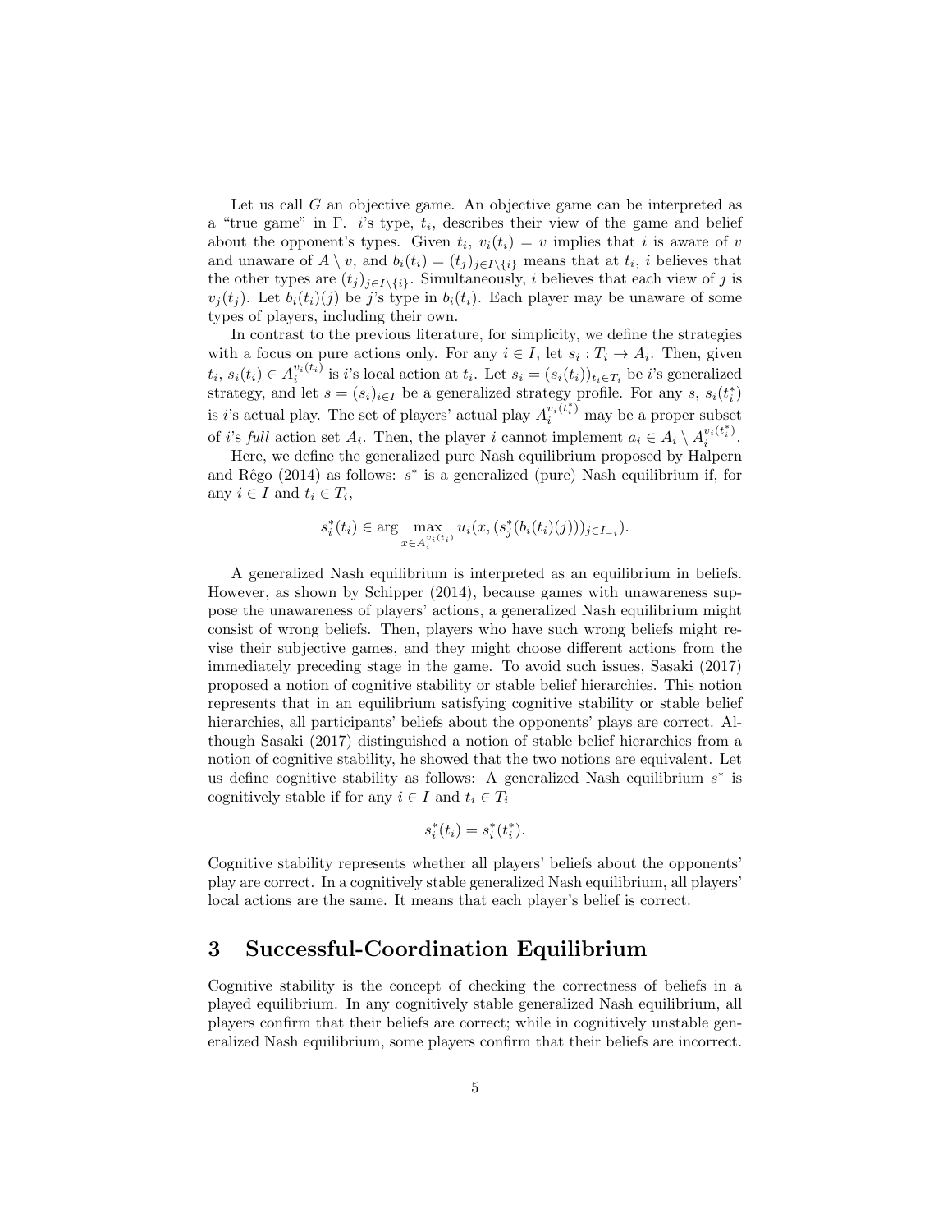Let us call $G$ an objective game. An objective game can be interpreted as a "true game" in $\Gamma$. $i$'s type, $t_i$, describes their view of the game and belief about the opponent's types. Given $t_i$, $v_i(t_i) = v$ implies that $i$ is aware of $v$ and unaware of $A \setminus v$, and $b_i(t_i) = (t_j)_{j \in I \setminus \{i\}}$ means that at $t_i$, $i$ believes that the other types are $(t_j)_{j \in I \setminus \{i\}}$. Simultaneously, $i$ believes that each view of $j$ is $v_j(t_j)$. Let $b_i(t_i)(j)$ be $j$'s type in $b_i(t_i)$. Each player may be unaware of some types of players, including their own.

In contrast to the previous literature, for simplicity, we define the strategies with a focus on pure actions only. For any $i \in I$, let $s_i : T_i \to A_i$. Then, given $t_i$, $s_i(t_i) \in A_i^{v_i(t_i)}$ is $i$'s local action at $t_i$. Let $s_i = (s_i(t_i))_{t_i \in T_i}$ be $i$'s generalized strategy, and let $s = (s_i)_{i \in I}$ be a generalized strategy profile. For any $s$, $s_i(t_i^*)$ is $i$'s actual play. The set of players' actual play $A_i^{v_i(t_i^*)}$ may be a proper subset of $i$'s *full* action set $A_i$. Then, the player $i$ cannot implement $a_i \in A_i \setminus A_i^{v_i(t_i^*)}$.

Here, we define the generalized pure Nash equilibrium proposed by Halpern and Rêgo (2014) as follows: $s^*$ is a generalized (pure) Nash equilibrium if, for any $i \in I$ and $t_i \in T_i$,

$$s_i^*(t_i) \in \arg \max_{x \in A_i^{v_i(t_i)}} u_i(x, (s_j^*(b_i(t_i)(j)))_{j \in I_{-i}}).$$

A generalized Nash equilibrium is interpreted as an equilibrium in beliefs. However, as shown by Schipper (2014), because games with unawareness suppose the unawareness of players' actions, a generalized Nash equilibrium might consist of wrong beliefs. Then, players who have such wrong beliefs might revise their subjective games, and they might choose different actions from the immediately preceding stage in the game. To avoid such issues, Sasaki (2017) proposed a notion of cognitive stability or stable belief hierarchies. This notion represents that in an equilibrium satisfying cognitive stability or stable belief hierarchies, all participants' beliefs about the opponents' plays are correct. Although Sasaki (2017) distinguished a notion of stable belief hierarchies from a notion of cognitive stability, he showed that the two notions are equivalent. Let us define cognitive stability as follows: A generalized Nash equilibrium $s^*$ is cognitively stable if for any $i \in I$ and $t_i \in T_i$

$$s_i^*(t_i) = s_i^*(t_i^*).$$

Cognitive stability represents whether all players' beliefs about the opponents' play are correct. In a cognitively stable generalized Nash equilibrium, all players' local actions are the same. It means that each player's belief is correct.

## 3 Successful-Coordination Equilibrium

Cognitive stability is the concept of checking the correctness of beliefs in a played equilibrium. In any cognitively stable generalized Nash equilibrium, all players confirm that their beliefs are correct; while in cognitively unstable generalized Nash equilibrium, some players confirm that their beliefs are incorrect.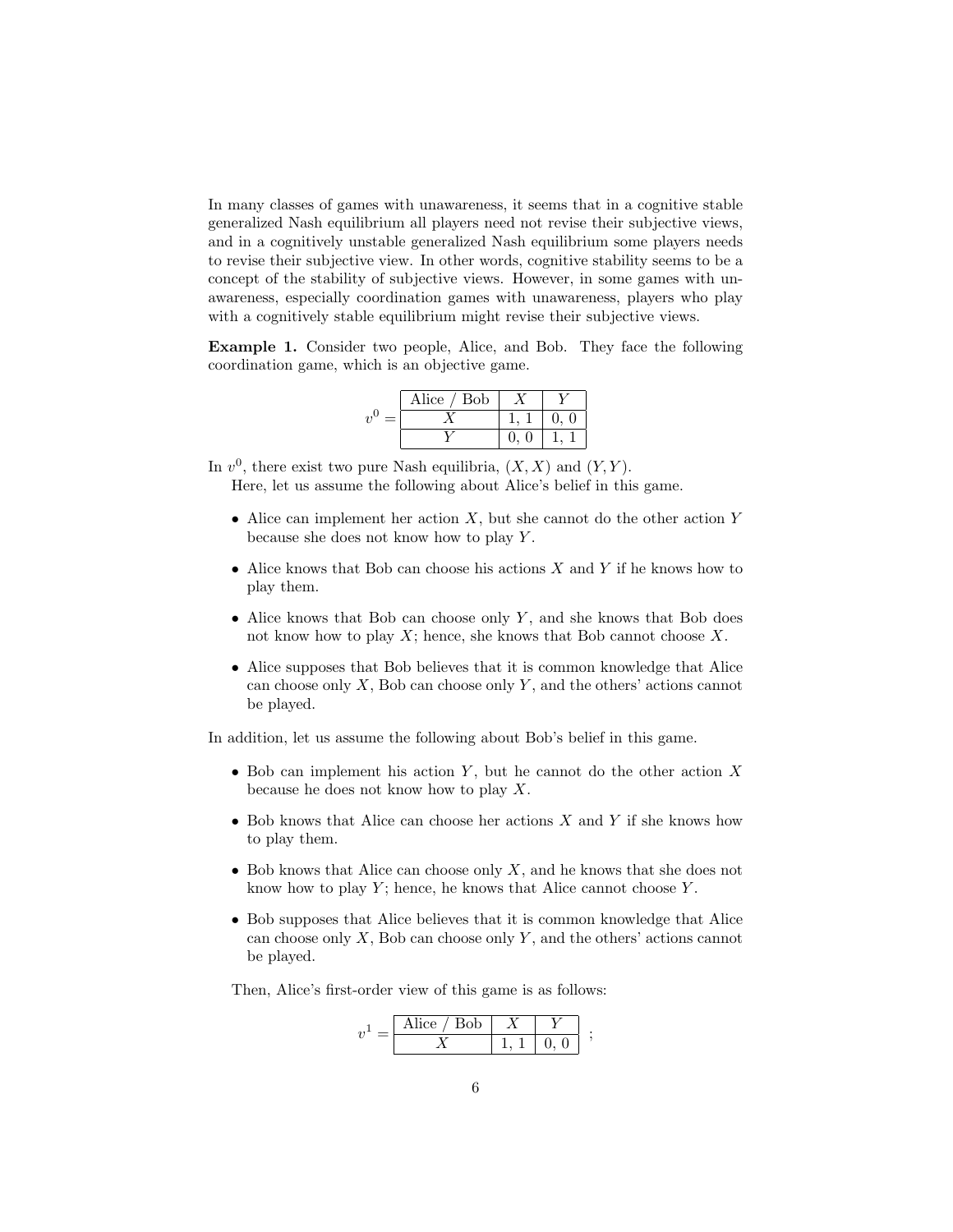In many classes of games with unawareness, it seems that in a cognitive stable generalized Nash equilibrium all players need not revise their subjective views, and in a cognitively unstable generalized Nash equilibrium some players needs to revise their subjective view. In other words, cognitive stability seems to be a concept of the stability of subjective views. However, in some games with unawareness, especially coordination games with unawareness, players who play with a cognitively stable equilibrium might revise their subjective views.

**Example 1.** Consider two people, Alice, and Bob. They face the following coordination game, which is an objective game.

$v^0 =$

| Alice / Bob | $X$ | $Y$ |
|---|---|---|
| $X$ | 1, 1 | 0, 0 |
| $Y$ | 0, 0 | 1, 1 |

In $v^0$, there exist two pure Nash equilibria, $(X, X)$ and $(Y, Y)$.

Here, let us assume the following about Alice's belief in this game.

- Alice can implement her action $X$, but she cannot do the other action $Y$ because she does not know how to play $Y$.
- Alice knows that Bob can choose his actions $X$ and $Y$ if he knows how to play them.
- Alice knows that Bob can choose only $Y$, and she knows that Bob does not know how to play $X$; hence, she knows that Bob cannot choose $X$.
- Alice supposes that Bob believes that it is common knowledge that Alice can choose only $X$, Bob can choose only $Y$, and the others' actions cannot be played.

In addition, let us assume the following about Bob's belief in this game.

- Bob can implement his action $Y$, but he cannot do the other action $X$ because he does not know how to play $X$.
- Bob knows that Alice can choose her actions $X$ and $Y$ if she knows how to play them.
- Bob knows that Alice can choose only $X$, and he knows that she does not know how to play $Y$; hence, he knows that Alice cannot choose $Y$.
- Bob supposes that Alice believes that it is common knowledge that Alice can choose only $X$, Bob can choose only $Y$, and the others' actions cannot be played.

Then, Alice's first-order view of this game is as follows:

$v^1 =$

| Alice / Bob | $X$ | $Y$ |
|---|---|---|
| $X$ | 1, 1 | 0, 0 |

;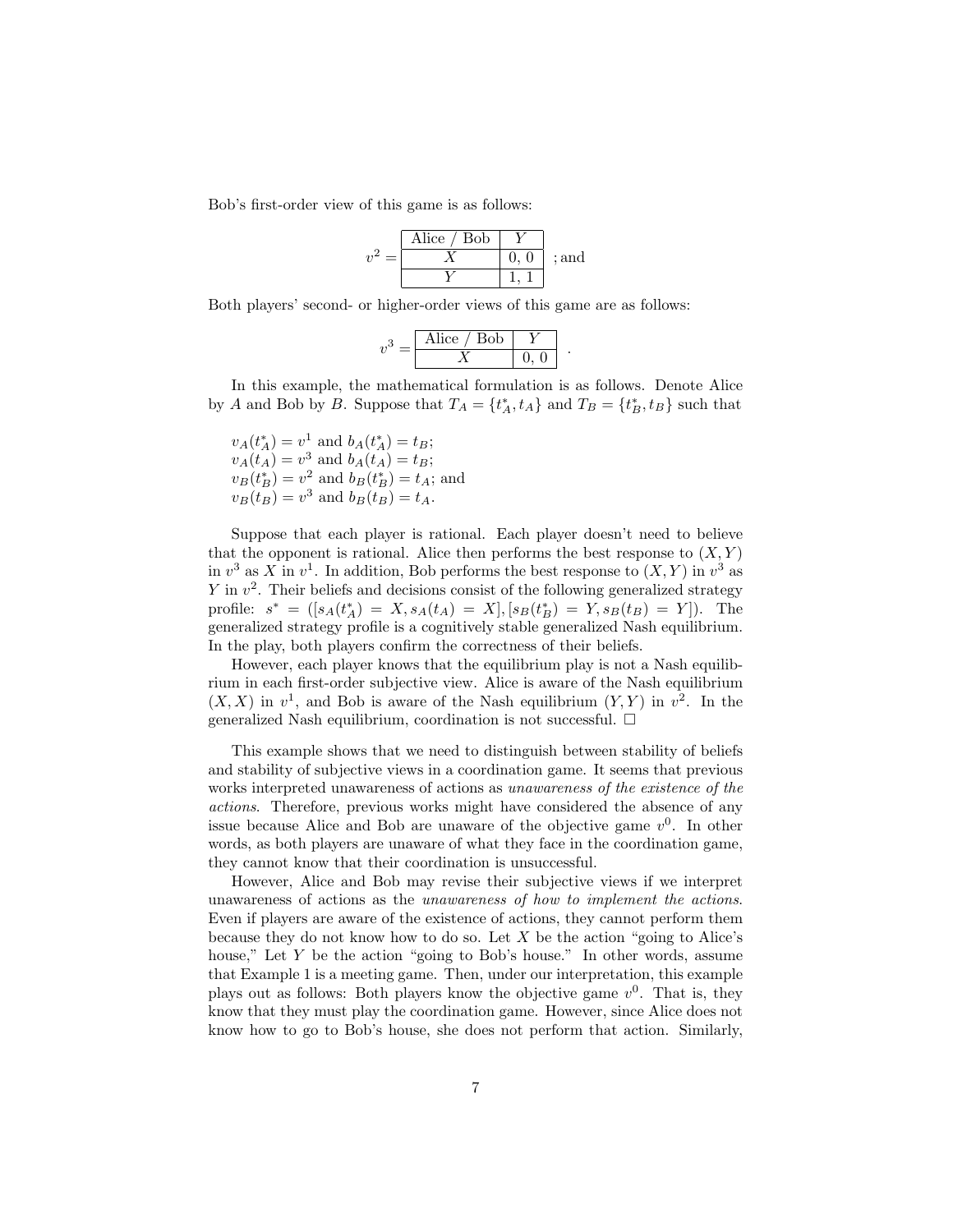Bob's first-order view of this game is as follows:

$v^2 =$

| Alice / Bob | $Y$ |
|---|---|
| $X$ | 0, 0 |
| $Y$ | 1, 1 |

; and

Both players' second- or higher-order views of this game are as follows:

$v^3 =$

| Alice / Bob | $Y$ |
|---|---|
| $X$ | 0, 0 |

.

In this example, the mathematical formulation is as follows. Denote Alice by $A$ and Bob by $B$. Suppose that $T_A = \{t_A^*, t_A\}$ and $T_B = \{t_B^*, t_B\}$ such that

$v_A(t_A^*) = v^1$ and $b_A(t_A^*) = t_B$;
$v_A(t_A) = v^3$ and $b_A(t_A) = t_B$;
$v_B(t_B^*) = v^2$ and $b_B(t_B^*) = t_A$; and
$v_B(t_B) = v^3$ and $b_B(t_B) = t_A$.

Suppose that each player is rational. Each player doesn't need to believe that the opponent is rational. Alice then performs the best response to $(X, Y)$ in $v^3$ as $X$ in $v^1$. In addition, Bob performs the best response to $(X, Y)$ in $v^3$ as $Y$ in $v^2$. Their beliefs and decisions consist of the following generalized strategy profile: $s^* = ([s_A(t_A^*) = X, s_A(t_A) = X], [s_B(t_B^*) = Y, s_B(t_B) = Y])$. The generalized strategy profile is a cognitively stable generalized Nash equilibrium. In the play, both players confirm the correctness of their beliefs.

However, each player knows that the equilibrium play is not a Nash equilibrium in each first-order subjective view. Alice is aware of the Nash equilibrium $(X, X)$ in $v^1$, and Bob is aware of the Nash equilibrium $(Y, Y)$ in $v^2$. In the generalized Nash equilibrium, coordination is not successful. □

This example shows that we need to distinguish between stability of beliefs and stability of subjective views in a coordination game. It seems that previous works interpreted unawareness of actions as *unawareness of the existence of the actions*. Therefore, previous works might have considered the absence of any issue because Alice and Bob are unaware of the objective game $v^0$. In other words, as both players are unaware of what they face in the coordination game, they cannot know that their coordination is unsuccessful.

However, Alice and Bob may revise their subjective views if we interpret unawareness of actions as the *unawareness of how to implement the actions*. Even if players are aware of the existence of actions, they cannot perform them because they do not know how to do so. Let $X$ be the action "going to Alice's house," Let $Y$ be the action "going to Bob's house." In other words, assume that Example 1 is a meeting game. Then, under our interpretation, this example plays out as follows: Both players know the objective game $v^0$. That is, they know that they must play the coordination game. However, since Alice does not know how to go to Bob's house, she does not perform that action. Similarly,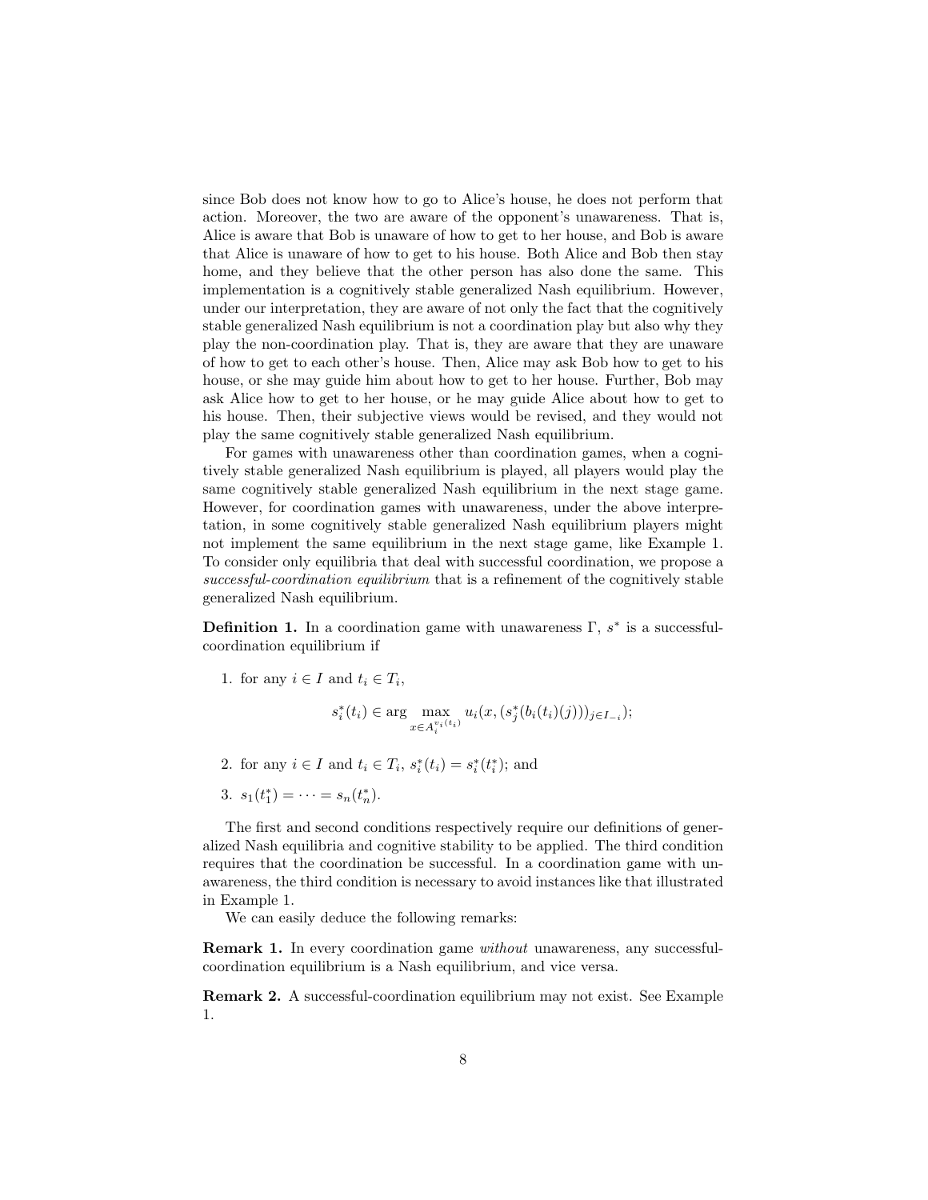since Bob does not know how to go to Alice's house, he does not perform that action. Moreover, the two are aware of the opponent's unawareness. That is, Alice is aware that Bob is unaware of how to get to her house, and Bob is aware that Alice is unaware of how to get to his house. Both Alice and Bob then stay home, and they believe that the other person has also done the same. This implementation is a cognitively stable generalized Nash equilibrium. However, under our interpretation, they are aware of not only the fact that the cognitively stable generalized Nash equilibrium is not a coordination play but also why they play the non-coordination play. That is, they are aware that they are unaware of how to get to each other's house. Then, Alice may ask Bob how to get to his house, or she may guide him about how to get to her house. Further, Bob may ask Alice how to get to her house, or he may guide Alice about how to get to his house. Then, their subjective views would be revised, and they would not play the same cognitively stable generalized Nash equilibrium.

For games with unawareness other than coordination games, when a cognitively stable generalized Nash equilibrium is played, all players would play the same cognitively stable generalized Nash equilibrium in the next stage game. However, for coordination games with unawareness, under the above interpretation, in some cognitively stable generalized Nash equilibrium players might not implement the same equilibrium in the next stage game, like Example 1. To consider only equilibria that deal with successful coordination, we propose a *successful-coordination equilibrium* that is a refinement of the cognitively stable generalized Nash equilibrium.

**Definition 1.** In a coordination game with unawareness $\Gamma$, $s^*$ is a successful-coordination equilibrium if

1. for any $i \in I$ and $t_i \in T_i$,

$$s_i^*(t_i) \in \arg \max_{x \in A_i^{v_i(t_i)}} u_i(x, (s_j^*(b_i(t_i)(j)))_{j \in I_{-i}});$$

2. for any $i \in I$ and $t_i \in T_i$, $s_i^*(t_i) = s_i^*(t_i^*)$; and

3. $s_1(t_1^*) = \cdots = s_n(t_n^*)$.

The first and second conditions respectively require our definitions of generalized Nash equilibria and cognitive stability to be applied. The third condition requires that the coordination be successful. In a coordination game with unawareness, the third condition is necessary to avoid instances like that illustrated in Example 1.

We can easily deduce the following remarks:

**Remark 1.** In every coordination game *without* unawareness, any successful-coordination equilibrium is a Nash equilibrium, and vice versa.

**Remark 2.** A successful-coordination equilibrium may not exist. See Example 1.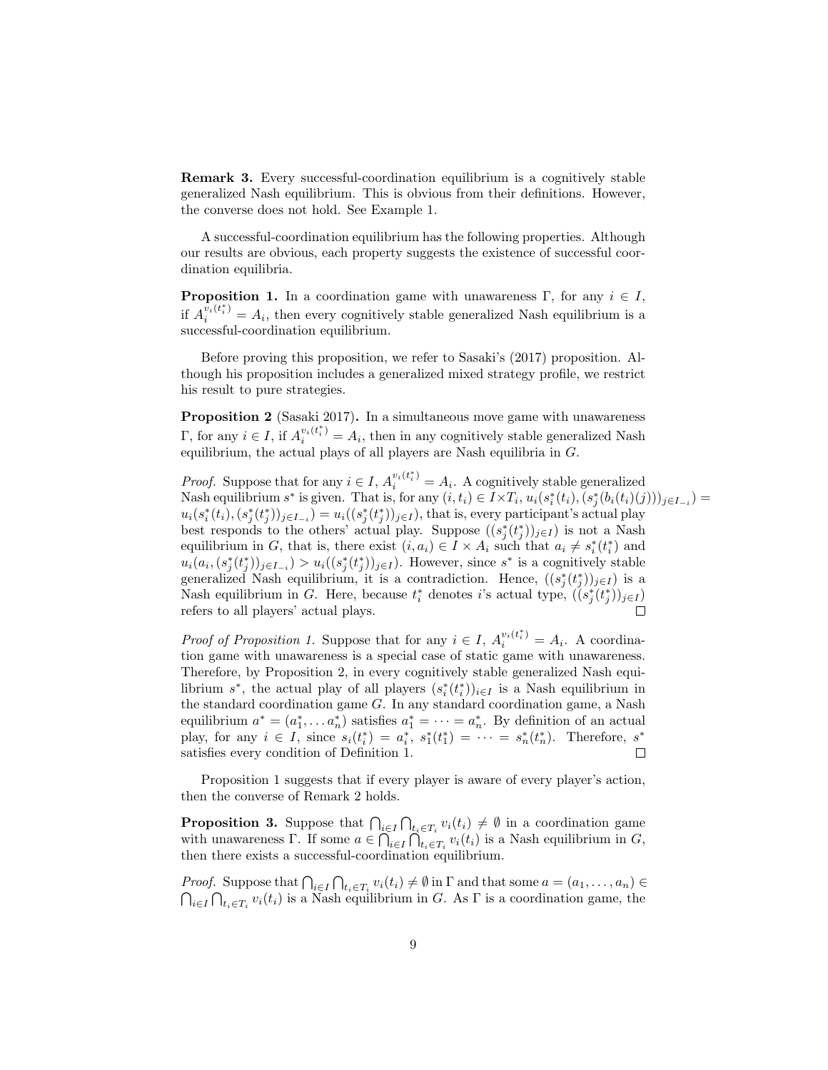**Remark 3.** Every successful-coordination equilibrium is a cognitively stable generalized Nash equilibrium. This is obvious from their definitions. However, the converse does not hold. See Example 1.

A successful-coordination equilibrium has the following properties. Although our results are obvious, each property suggests the existence of successful coordination equilibria.

**Proposition 1.** In a coordination game with unawareness $\Gamma$, for any $i \in I$, if $A_i^{v_i(t_i^*)} = A_i$, then every cognitively stable generalized Nash equilibrium is a successful-coordination equilibrium.

Before proving this proposition, we refer to Sasaki's (2017) proposition. Although his proposition includes a generalized mixed strategy profile, we restrict his result to pure strategies.

**Proposition 2** (Sasaki 2017)**.** In a simultaneous move game with unawareness $\Gamma$, for any $i \in I$, if $A_i^{v_i(t_i^*)} = A_i$, then in any cognitively stable generalized Nash equilibrium, the actual plays of all players are Nash equilibria in $G$.

*Proof.* Suppose that for any $i \in I$, $A_i^{v_i(t_i^*)} = A_i$. A cognitively stable generalized Nash equilibrium $s^*$ is given. That is, for any $(i, t_i) \in I \times T_i$, $u_i(s_i^*(t_i), (s_j^*(b_i(t_i)(j)))_{j \in I_{-i}}) = u_i(s_i^*(t_i), (s_j^*(t_j^*))_{j \in I_{-i}}) = u_i((s_j^*(t_j^*))_{j \in I})$, that is, every participant's actual play best responds to the others' actual play. Suppose $((s_j^*(t_j^*))_{j \in I})$ is not a Nash equilibrium in $G$, that is, there exist $(i, a_i) \in I \times A_i$ such that $a_i \neq s_i^*(t_i^*)$ and $u_i(a_i, (s_j^*(t_j^*))_{j \in I_{-i}}) > u_i((s_j^*(t_j^*))_{j \in I})$. However, since $s^*$ is a cognitively stable generalized Nash equilibrium, it is a contradiction. Hence, $((s_j^*(t_j^*))_{j \in I})$ is a Nash equilibrium in $G$. Here, because $t_i^*$ denotes $i$'s actual type, $((s_j^*(t_j^*))_{j \in I})$ refers to all players' actual plays. □

*Proof of Proposition 1.* Suppose that for any $i \in I$, $A_i^{v_i(t_i^*)} = A_i$. A coordination game with unawareness is a special case of static game with unawareness. Therefore, by Proposition 2, in every cognitively stable generalized Nash equilibrium $s^*$, the actual play of all players $(s_i^*(t_i^*))_{i \in I}$ is a Nash equilibrium in the standard coordination game $G$. In any standard coordination game, a Nash equilibrium $a^* = (a_1^*, \ldots a_n^*)$ satisfies $a_1^* = \cdots = a_n^*$. By definition of an actual play, for any $i \in I$, since $s_i(t_i^*) = a_i^*$, $s_1^*(t_1^*) = \cdots = s_n^*(t_n^*)$. Therefore, $s^*$ satisfies every condition of Definition 1. □

Proposition 1 suggests that if every player is aware of every player's action, then the converse of Remark 2 holds.

**Proposition 3.** Suppose that $\bigcap_{i \in I} \bigcap_{t_i \in T_i} v_i(t_i) \neq \emptyset$ in a coordination game with unawareness $\Gamma$. If some $a \in \bigcap_{i \in I} \bigcap_{t_i \in T_i} v_i(t_i)$ is a Nash equilibrium in $G$, then there exists a successful-coordination equilibrium.

*Proof.* Suppose that $\bigcap_{i \in I} \bigcap_{t_i \in T_i} v_i(t_i) \neq \emptyset$ in $\Gamma$ and that some $a = (a_1, \ldots, a_n) \in \bigcap_{i \in I} \bigcap_{t_i \in T_i} v_i(t_i)$ is a Nash equilibrium in $G$. As $\Gamma$ is a coordination game, the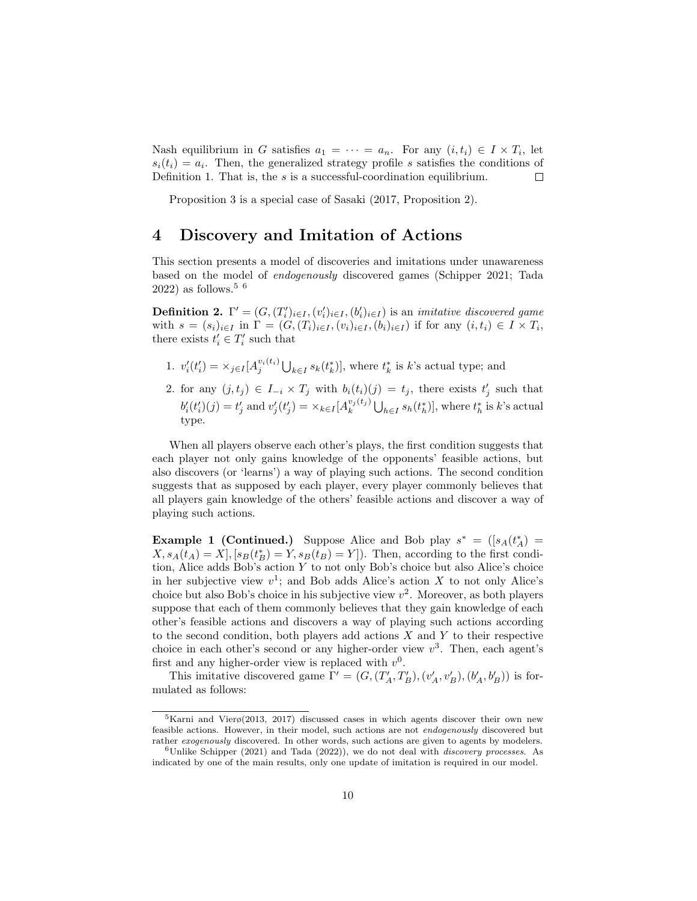Nash equilibrium in $G$ satisfies $a_1 = \cdots = a_n$. For any $(i, t_i) \in I \times T_i$, let $s_i(t_i) = a_i$. Then, the generalized strategy profile $s$ satisfies the conditions of Definition 1. That is, the $s$ is a successful-coordination equilibrium. $\square$

Proposition 3 is a special case of Sasaki (2017, Proposition 2).

# 4 Discovery and Imitation of Actions

This section presents a model of discoveries and imitations under unawareness based on the model of *endogenously* discovered games (Schipper 2021; Tada 2022) as follows.[5] [6]

**Definition 2.** $\Gamma' = (G, (T'_i)_{i\in I}, (v'_i)_{i\in I}, (b'_i)_{i\in I})$ is an *imitative discovered game* with $s = (s_i)_{i\in I}$ in $\Gamma = (G, (T_i)_{i\in I}, (v_i)_{i\in I}, (b_i)_{i\in I})$ if for any $(i, t_i) \in I \times T_i$, there exists $t'_i \in T'_i$ such that

1. $v'_i(t'_i) = \times_{j\in I}[A_j^{v_i(t_i)} \bigcup_{k\in I} s_k(t^*_k)]$, where $t^*_k$ is $k$'s actual type; and
2. for any $(j, t_j) \in I_{-i} \times T_j$ with $b_i(t_i)(j) = t_j$, there exists $t'_j$ such that $b'_i(t'_i)(j) = t'_j$ and $v'_j(t'_j) = \times_{k\in I}[A_k^{v_j(t_j)} \bigcup_{h\in I} s_h(t^*_h)]$, where $t^*_h$ is $k$'s actual type.

When all players observe each other's plays, the first condition suggests that each player not only gains knowledge of the opponents' feasible actions, but also discovers (or 'learns') a way of playing such actions. The second condition suggests that as supposed by each player, every player commonly believes that all players gain knowledge of the others' feasible actions and discover a way of playing such actions.

**Example 1 (Continued.)** Suppose Alice and Bob play $s^* = ([s_A(t^*_A) = X, s_A(t_A) = X], [s_B(t^*_B) = Y, s_B(t_B) = Y])$. Then, according to the first condition, Alice adds Bob's action $Y$ to not only Bob's choice but also Alice's choice in her subjective view $v^1$; and Bob adds Alice's action $X$ to not only Alice's choice but also Bob's choice in his subjective view $v^2$. Moreover, as both players suppose that each of them commonly believes that they gain knowledge of each other's feasible actions and discovers a way of playing such actions according to the second condition, both players add actions $X$ and $Y$ to their respective choice in each other's second or any higher-order view $v^3$. Then, each agent's first and any higher-order view is replaced with $v^0$.

This imitative discovered game $\Gamma' = (G, (T'_A, T'_B), (v'_A, v'_B), (b'_A, b'_B))$ is formulated as follows:

[5] Karni and Vierø(2013, 2017) discussed cases in which agents discover their own new feasible actions. However, in their model, such actions are not *endogenously* discovered but rather *exogenously* discovered. In other words, such actions are given to agents by modelers.

[6] Unlike Schipper (2021) and Tada (2022)), we do not deal with *discovery processes*. As indicated by one of the main results, only one update of imitation is required in our model.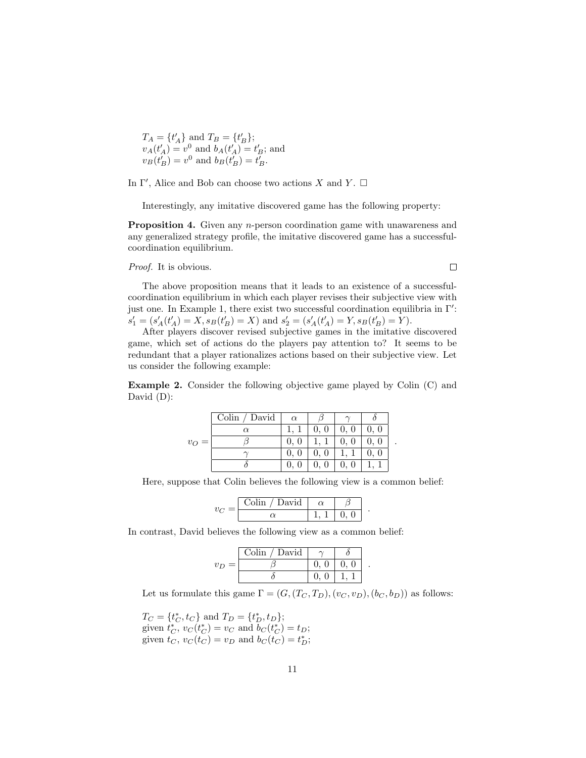$T_A = \{t'_A\}$ and $T_B = \{t'_B\}$;
$v_A(t'_A) = v^0$ and $b_A(t'_A) = t'_B$; and
$v_B(t'_B) = v^0$ and $b_B(t'_B) = t'_B$.

In $\Gamma'$, Alice and Bob can choose two actions $X$ and $Y$. □

Interestingly, any imitative discovered game has the following property:

**Proposition 4.** Given any $n$-person coordination game with unawareness and any generalized strategy profile, the imitative discovered game has a successful-coordination equilibrium.

*Proof.* It is obvious. □

The above proposition means that it leads to an existence of a successful-coordination equilibrium in which each player revises their subjective view with just one. In Example 1, there exist two successful coordination equilibria in $\Gamma'$: $s'_1 = (s'_A(t'_A) = X, s_B(t'_B) = X)$ and $s'_2 = (s'_A(t'_A) = Y, s_B(t'_B) = Y)$.

After players discover revised subjective games in the imitative discovered game, which set of actions do the players pay attention to? It seems to be redundant that a player rationalizes actions based on their subjective view. Let us consider the following example:

**Example 2.** Consider the following objective game played by Colin (C) and David (D):

$v_O =$

| Colin / David | $\alpha$ | $\beta$ | $\gamma$ | $\delta$ |
|---|---|---|---|---|
| $\alpha$ | 1, 1 | 0, 0 | 0, 0 | 0, 0 |
| $\beta$ | 0, 0 | 1, 1 | 0, 0 | 0, 0 |
| $\gamma$ | 0, 0 | 0, 0 | 1, 1 | 0, 0 |
| $\delta$ | 0, 0 | 0, 0 | 0, 0 | 1, 1 |

Here, suppose that Colin believes the following view is a common belief:

$v_C =$

| Colin / David | $\alpha$ | $\beta$ |
|---|---|---|
| $\alpha$ | 1, 1 | 0, 0 |

In contrast, David believes the following view as a common belief:

$v_D =$

| Colin / David | $\gamma$ | $\delta$ |
|---|---|---|
| $\beta$ | 0, 0 | 0, 0 |
| $\delta$ | 0, 0 | 1, 1 |

Let us formulate this game $\Gamma = (G, (T_C, T_D), (v_C, v_D), (b_C, b_D))$ as follows:

$T_C = \{t^*_C, t_C\}$ and $T_D = \{t^*_D, t_D\}$;
given $t^*_C$, $v_C(t^*_C) = v_C$ and $b_C(t^*_C) = t_D$;
given $t_C$, $v_C(t_C) = v_D$ and $b_C(t_C) = t^*_D$;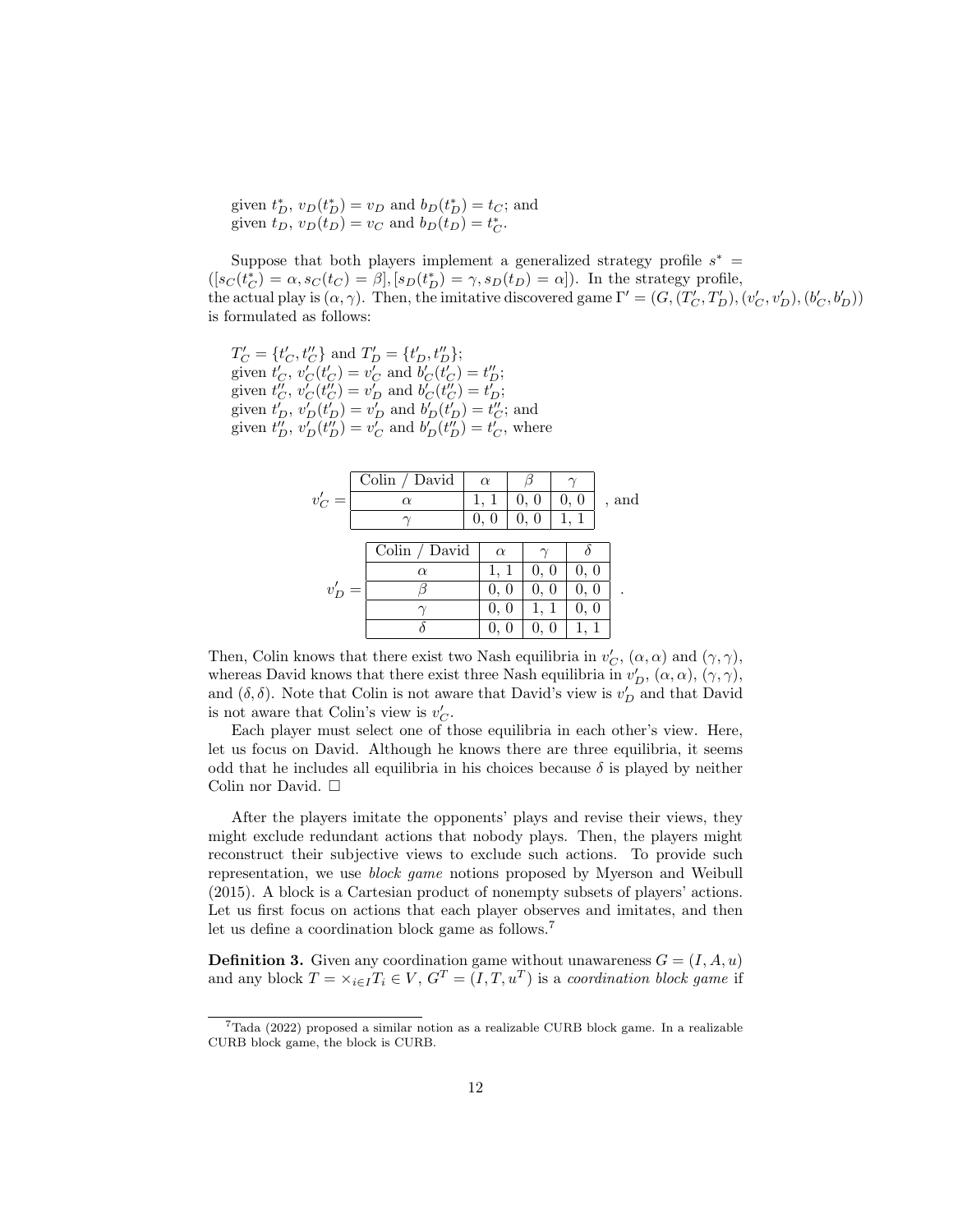given $t^*_D$, $v_D(t^*_D) = v_D$ and $b_D(t^*_D) = t_C$; and
given $t_D$, $v_D(t_D) = v_C$ and $b_D(t_D) = t^*_C$.

Suppose that both players implement a generalized strategy profile $s^* = ([s_C(t^*_C) = \alpha, s_C(t_C) = \beta], [s_D(t^*_D) = \gamma, s_D(t_D) = \alpha])$. In the strategy profile, the actual play is $(\alpha, \gamma)$. Then, the imitative discovered game $\Gamma' = (G, (T'_C, T'_D), (v'_C, v'_D), (b'_C, b'_D))$ is formulated as follows:

$T'_C = \{t'_C, t''_C\}$ and $T'_D = \{t'_D, t''_D\}$;
given $t'_C$, $v'_C(t'_C) = v'_C$ and $b'_C(t'_C) = t''_D$;
given $t''_C$, $v'_C(t''_C) = v'_D$ and $b'_C(t''_C) = t'_D$;
given $t'_D$, $v'_D(t'_D) = v'_D$ and $b'_D(t'_D) = t''_C$; and
given $t''_D$, $v'_D(t''_D) = v'_C$ and $b'_D(t''_D) = t'_C$, where

$v'_C =$

| Colin / David | $\alpha$ | $\beta$ | $\gamma$ |
|---|---|---|---|
| $\alpha$ | 1, 1 | 0, 0 | 0, 0 |
| $\gamma$ | 0, 0 | 0, 0 | 1, 1 |

, and

$v'_D =$

| Colin / David | $\alpha$ | $\gamma$ | $\delta$ |
|---|---|---|---|
| $\alpha$ | 1, 1 | 0, 0 | 0, 0 |
| $\beta$ | 0, 0 | 0, 0 | 0, 0 |
| $\gamma$ | 0, 0 | 1, 1 | 0, 0 |
| $\delta$ | 0, 0 | 0, 0 | 1, 1 |

.

Then, Colin knows that there exist two Nash equilibria in $v'_C$, $(\alpha, \alpha)$ and $(\gamma, \gamma)$, whereas David knows that there exist three Nash equilibria in $v'_D$, $(\alpha, \alpha)$, $(\gamma, \gamma)$, and $(\delta, \delta)$. Note that Colin is not aware that David's view is $v'_D$ and that David is not aware that Colin's view is $v'_C$.

Each player must select one of those equilibria in each other's view. Here, let us focus on David. Although he knows there are three equilibria, it seems odd that he includes all equilibria in his choices because $\delta$ is played by neither Colin nor David. □

After the players imitate the opponents' plays and revise their views, they might exclude redundant actions that nobody plays. Then, the players might reconstruct their subjective views to exclude such actions. To provide such representation, we use *block game* notions proposed by Myerson and Weibull (2015). A block is a Cartesian product of nonempty subsets of players' actions. Let us first focus on actions that each player observes and imitates, and then let us define a coordination block game as follows.[7]

**Definition 3.** Given any coordination game without unawareness $G = (I, A, u)$ and any block $T = \times_{i \in I} T_i \in V$, $G^T = (I, T, u^T)$ is a *coordination block game* if

[7] Tada (2022) proposed a similar notion as a realizable CURB block game. In a realizable CURB block game, the block is CURB.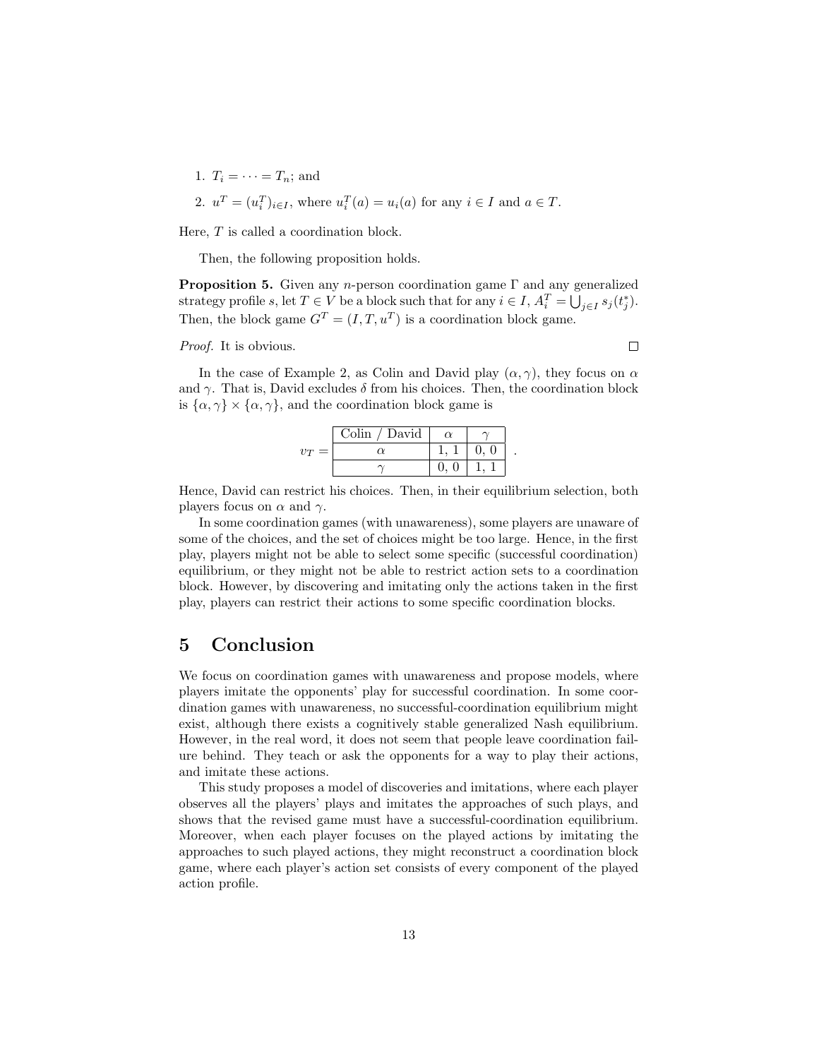1. $T_i = \cdots = T_n$; and
2. $u^T = (u_i^T)_{i \in I}$, where $u_i^T(a) = u_i(a)$ for any $i \in I$ and $a \in T$.

Here, $T$ is called a coordination block.

Then, the following proposition holds.

**Proposition 5.** Given any $n$-person coordination game $\Gamma$ and any generalized strategy profile $s$, let $T \in V$ be a block such that for any $i \in I$, $A_i^T = \bigcup_{j \in I} s_j(t_j^*)$. Then, the block game $G^T = (I, T, u^T)$ is a coordination block game.

*Proof.* It is obvious. □

In the case of Example 2, as Colin and David play $(\alpha, \gamma)$, they focus on $\alpha$ and $\gamma$. That is, David excludes $\delta$ from his choices. Then, the coordination block is $\{\alpha, \gamma\} \times \{\alpha, \gamma\}$, and the coordination block game is

$v_T =$

| Colin / David | $\alpha$ | $\gamma$ |
|---|---|---|
| $\alpha$ | 1, 1 | 0, 0 |
| $\gamma$ | 0, 0 | 1, 1 |

Hence, David can restrict his choices. Then, in their equilibrium selection, both players focus on $\alpha$ and $\gamma$.

In some coordination games (with unawareness), some players are unaware of some of the choices, and the set of choices might be too large. Hence, in the first play, players might not be able to select some specific (successful coordination) equilibrium, or they might not be able to restrict action sets to a coordination block. However, by discovering and imitating only the actions taken in the first play, players can restrict their actions to some specific coordination blocks.

# 5 Conclusion

We focus on coordination games with unawareness and propose models, where players imitate the opponents' play for successful coordination. In some coordination games with unawareness, no successful-coordination equilibrium might exist, although there exists a cognitively stable generalized Nash equilibrium. However, in the real word, it does not seem that people leave coordination failure behind. They teach or ask the opponents for a way to play their actions, and imitate these actions.

This study proposes a model of discoveries and imitations, where each player observes all the players' plays and imitates the approaches of such plays, and shows that the revised game must have a successful-coordination equilibrium. Moreover, when each player focuses on the played actions by imitating the approaches to such played actions, they might reconstruct a coordination block game, where each player's action set consists of every component of the played action profile.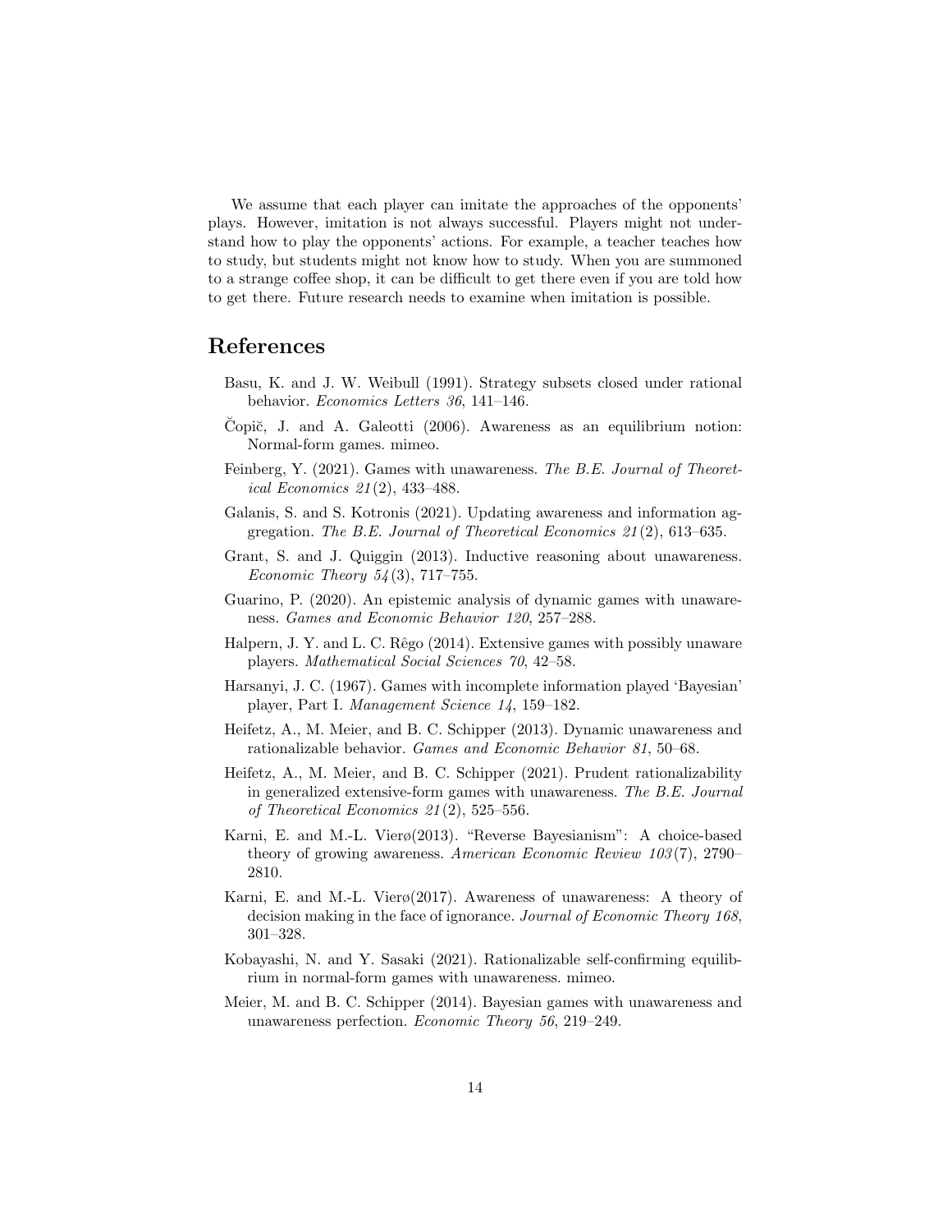We assume that each player can imitate the approaches of the opponents' plays. However, imitation is not always successful. Players might not understand how to play the opponents' actions. For example, a teacher teaches how to study, but students might not know how to study. When you are summoned to a strange coffee shop, it can be difficult to get there even if you are told how to get there. Future research needs to examine when imitation is possible.

# References

Basu, K. and J. W. Weibull (1991). Strategy subsets closed under rational behavior. *Economics Letters 36*, 141–146.

Čopič, J. and A. Galeotti (2006). Awareness as an equilibrium notion: Normal-form games. mimeo.

Feinberg, Y. (2021). Games with unawareness. *The B.E. Journal of Theoretical Economics 21*(2), 433–488.

Galanis, S. and S. Kotronis (2021). Updating awareness and information aggregation. *The B.E. Journal of Theoretical Economics 21*(2), 613–635.

Grant, S. and J. Quiggin (2013). Inductive reasoning about unawareness. *Economic Theory 54*(3), 717–755.

Guarino, P. (2020). An epistemic analysis of dynamic games with unawareness. *Games and Economic Behavior 120*, 257–288.

Halpern, J. Y. and L. C. Rêgo (2014). Extensive games with possibly unaware players. *Mathematical Social Sciences 70*, 42–58.

Harsanyi, J. C. (1967). Games with incomplete information played 'Bayesian' player, Part I. *Management Science 14*, 159–182.

Heifetz, A., M. Meier, and B. C. Schipper (2013). Dynamic unawareness and rationalizable behavior. *Games and Economic Behavior 81*, 50–68.

Heifetz, A., M. Meier, and B. C. Schipper (2021). Prudent rationalizability in generalized extensive-form games with unawareness. *The B.E. Journal of Theoretical Economics 21*(2), 525–556.

Karni, E. and M.-L. Vierø(2013). "Reverse Bayesianism": A choice-based theory of growing awareness. *American Economic Review 103*(7), 2790–2810.

Karni, E. and M.-L. Vierø(2017). Awareness of unawareness: A theory of decision making in the face of ignorance. *Journal of Economic Theory 168*, 301–328.

Kobayashi, N. and Y. Sasaki (2021). Rationalizable self-confirming equilibrium in normal-form games with unawareness. mimeo.

Meier, M. and B. C. Schipper (2014). Bayesian games with unawareness and unawareness perfection. *Economic Theory 56*, 219–249.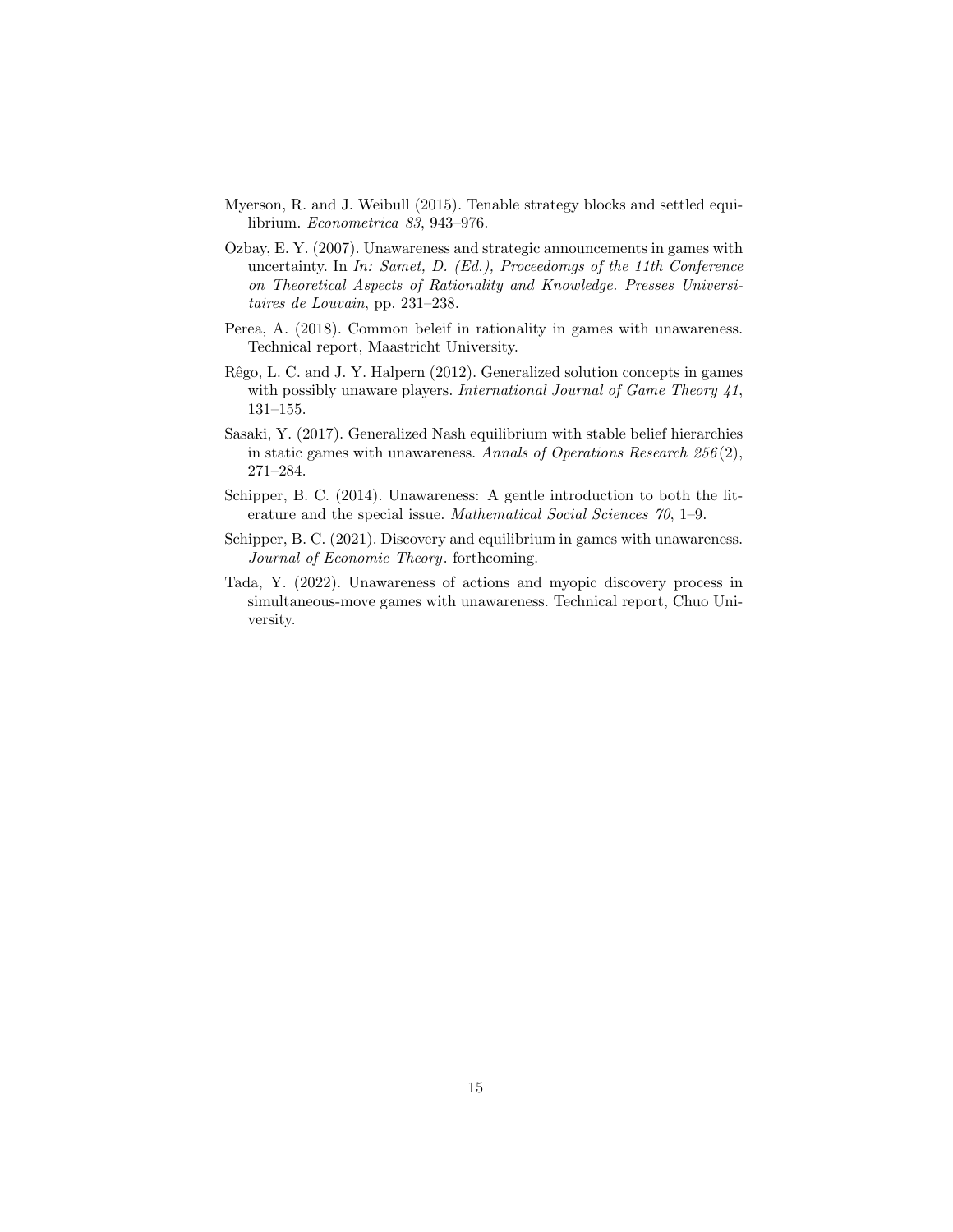Myerson, R. and J. Weibull (2015). Tenable strategy blocks and settled equilibrium. *Econometrica 83*, 943–976.

Ozbay, E. Y. (2007). Unawareness and strategic announcements in games with uncertainty. In *In: Samet, D. (Ed.), Proceedomgs of the 11th Conference on Theoretical Aspects of Rationality and Knowledge. Presses Universitaires de Louvain*, pp. 231–238.

Perea, A. (2018). Common beleif in rationality in games with unawareness. Technical report, Maastricht University.

Rêgo, L. C. and J. Y. Halpern (2012). Generalized solution concepts in games with possibly unaware players. *International Journal of Game Theory 41*, 131–155.

Sasaki, Y. (2017). Generalized Nash equilibrium with stable belief hierarchies in static games with unawareness. *Annals of Operations Research 256*(2), 271–284.

Schipper, B. C. (2014). Unawareness: A gentle introduction to both the literature and the special issue. *Mathematical Social Sciences 70*, 1–9.

Schipper, B. C. (2021). Discovery and equilibrium in games with unawareness. *Journal of Economic Theory*. forthcoming.

Tada, Y. (2022). Unawareness of actions and myopic discovery process in simultaneous-move games with unawareness. Technical report, Chuo University.